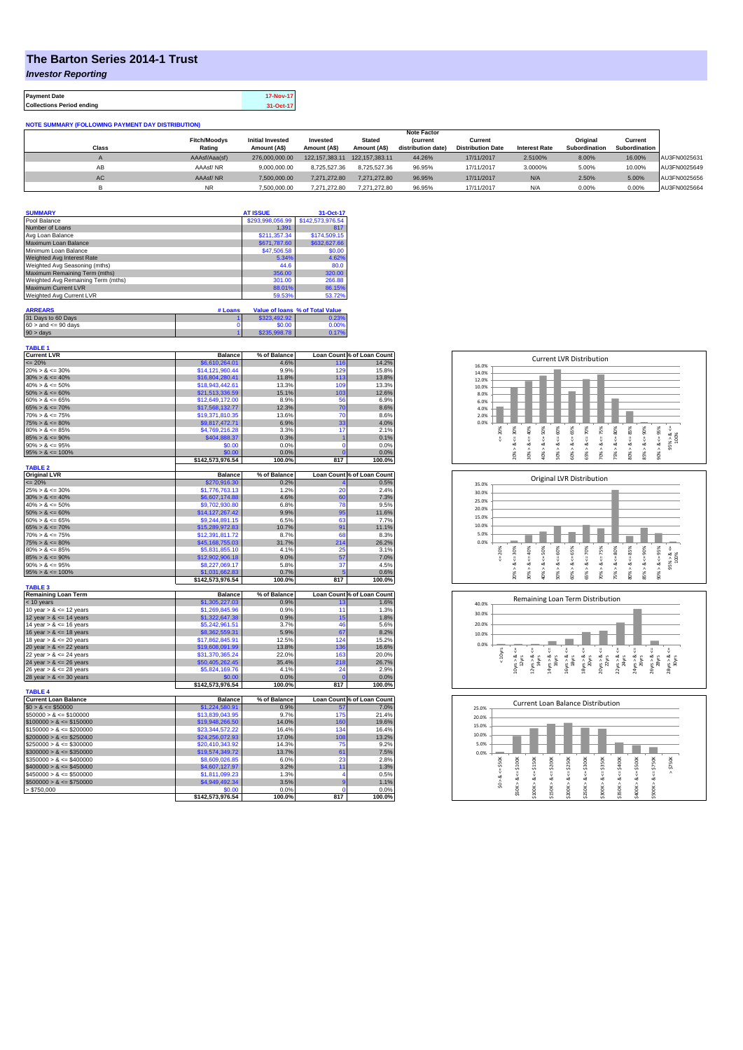# The Barton Series 2014-1 Trust

***Investor Reporting***

| | |
|---|---|
| **Payment Date** | 17-Nov-17 |
| **Collections Period ending** | 31-Oct-17 |

**NOTE SUMMARY (FOLLOWING PAYMENT DAY DISTRIBUTION)**

| Class | Fitch/Moodys Rating | Initial Invested Amount (A$) | Invested Amount (A$) | Stated Amount (A$) | Note Factor (current distribution date) | Current Distribution Date | Interest Rate | Original Subordination | Current Subordination | |
|---|---|---|---|---|---|---|---|---|---|---|
| A | AAAsf/Aaa(sf) | 276,000,000.00 | 122,157,383.11 | 122,157,383.11 | 44.26% | 17/11/2017 | 2.5100% | 8.00% | 16.00% | AU3FN0025631 |
| AB | AAAsf/ NR | 9,000,000.00 | 8,725,527.36 | 8,725,527.36 | 96.95% | 17/11/2017 | 3.0000% | 5.00% | 10.00% | AU3FN0025649 |
| AC | AAAsf/ NR | 7,500,000.00 | 7,271,272.80 | 7,271,272.80 | 96.95% | 17/11/2017 | N/A | 2.50% | 5.00% | AU3FN0025656 |
| B | NR | 7,500,000.00 | 7,271,272.80 | 7,271,272.80 | 96.95% | 17/11/2017 | N/A | 0.00% | 0.00% | AU3FN0025664 |

| SUMMARY | AT ISSUE | 31-Oct-17 |
|---|---|---|
| Pool Balance | $293,998,056.99 | $142,573,976.54 |
| Number of Loans | 1,391 | 817 |
| Avg Loan Balance | $211,357.34 | $174,509.15 |
| Maximum Loan Balance | $671,787.60 | $632,627.66 |
| Minimum Loan Balance | $47,506.58 | $0.00 |
| Weighted Avg Interest Rate | 5.34% | 4.62% |
| Weighted Avg Seasoning (mths) | 44.6 | 80.0 |
| Maximum Remaining Term (mths) | 356.00 | 320.00 |
| Weighted Avg Remaining Term (mths) | 301.00 | 266.88 |
| Maximum Current LVR | 88.01% | 86.15% |
| Weighted Avg Current LVR | 59.53% | 53.72% |

| ARREARS | # Loans | Value of loans | % of Total Value |
|---|---|---|---|
| 31 Days to 60 Days | 1 | $323,492.92 | 0.23% |
| 60 > and <= 90 days | 0 | $0.00 | 0.00% |
| 90 > days | 1 | $235,998.78 | 0.17% |

**TABLE 1**

| Current LVR | Balance | % of Balance | Loan Count | % of Loan Count |
|---|---|---|---|---|
| <= 20% | $6,610,264.01 | 4.6% | 116 | 14.2% |
| 20% > & <= 30% | $14,121,960.44 | 9.9% | 129 | 15.8% |
| 30% > & <= 40% | $16,804,280.41 | 11.8% | 113 | 13.8% |
| 40% > & <= 50% | $18,943,442.61 | 13.3% | 109 | 13.3% |
| 50% > & <= 60% | $21,513,336.59 | 15.1% | 103 | 12.6% |
| 60% > & <= 65% | $12,649,172.00 | 8.9% | 56 | 6.9% |
| 65% > & <= 70% | $17,568,132.77 | 12.3% | 70 | 8.6% |
| 70% > & <= 75% | $19,371,810.35 | 13.6% | 70 | 8.6% |
| 75% > & <= 80% | $9,817,472.71 | 6.9% | 33 | 4.0% |
| 80% > & <= 85% | $4,769,216.28 | 3.3% | 17 | 2.1% |
| 85% > & <= 90% | $404,888.37 | 0.3% | 1 | 0.1% |
| 90% > & <= 95% | $0.00 | 0.0% | 0 | 0.0% |
| 95% > & <= 100% | $0.00 | 0.0% | 0 | 0.0% |
| | $142,573,976.54 | 100.0% | 817 | 100.0% |

**TABLE 2**

| Original LVR | Balance | % of Balance | Loan Count | % of Loan Count |
|---|---|---|---|---|
| <= 20% | $270,916.30 | 0.2% | 4 | 0.5% |
| 25% > & <= 30% | $1,776,763.13 | 1.2% | 20 | 2.4% |
| 30% > & <= 40% | $6,607,174.88 | 4.6% | 60 | 7.3% |
| 40% > & <= 50% | $9,702,930.80 | 6.8% | 78 | 9.5% |
| 50% > & <= 60% | $14,127,267.42 | 9.9% | 95 | 11.6% |
| 60% > & <= 65% | $9,244,891.15 | 6.5% | 63 | 7.7% |
| 65% > & <= 70% | $15,289,972.83 | 10.7% | 91 | 11.1% |
| 70% > & <= 75% | $12,391,811.72 | 8.7% | 68 | 8.3% |
| 75% > & <= 80% | $45,168,755.03 | 31.7% | 214 | 26.2% |
| 80% > & <= 85% | $5,831,855.10 | 4.1% | 25 | 3.1% |
| 85% > & <= 90% | $12,902,906.18 | 9.0% | 57 | 7.0% |
| 90% > & <= 95% | $8,227,069.17 | 5.8% | 37 | 4.5% |
| 95% > & <= 100% | $1,031,662.83 | 0.7% | 5 | 0.6% |
| | $142,573,976.54 | 100.0% | 817 | 100.0% |

**TABLE 3**

| Remaining Loan Term | Balance | % of Balance | Loan Count | % of Loan Count |
|---|---|---|---|---|
| < 10 years | $1,305,227.03 | 0.9% | 13 | 1.6% |
| 10 year > & <= 12 years | $1,269,845.96 | 0.9% | 11 | 1.3% |
| 12 year > & <= 14 years | $1,322,647.38 | 0.9% | 15 | 1.8% |
| 14 year > & <= 16 years | $5,242,961.51 | 3.7% | 46 | 5.6% |
| 16 year > & <= 18 years | $8,362,559.31 | 5.9% | 67 | 8.2% |
| 18 year > & <= 20 years | $17,862,845.91 | 12.5% | 124 | 15.2% |
| 20 year > & <= 22 years | $19,608,091.99 | 13.8% | 136 | 16.6% |
| 22 year > & <= 24 years | $31,370,365.24 | 22.0% | 163 | 20.0% |
| 24 year > & <= 26 years | $50,405,262.45 | 35.4% | 218 | 26.7% |
| 26 year > & <= 28 years | $5,824,169.76 | 4.1% | 24 | 2.9% |
| 28 year > & <= 30 years | $0.00 | 0.0% | 0 | 0.0% |
| | $142,573,976.54 | 100.0% | 817 | 100.0% |

**TABLE 4**

| Current Loan Balance | Balance | % of Balance | Loan Count | % of Loan Count |
|---|---|---|---|---|
| $0 > & <= $50000 | $1,224,580.91 | 0.9% | 57 | 7.0% |
| $50000 > & <= $100000 | $13,839,043.95 | 9.7% | 175 | 21.4% |
| $100000 > & <= $150000 | $19,948,266.50 | 14.0% | 160 | 19.6% |
| $150000 > & <= $200000 | $23,344,572.22 | 16.4% | 134 | 16.4% |
| $200000 > & <= $250000 | $24,256,072.93 | 17.0% | 108 | 13.2% |
| $250000 > & <= $300000 | $20,410,343.92 | 14.3% | 75 | 9.2% |
| $300000 > & <= $350000 | $19,574,349.72 | 13.7% | 61 | 7.5% |
| $350000 > & <= $400000 | $8,609,026.85 | 6.0% | 23 | 2.8% |
| $400000 > & <= $450000 | $4,607,127.97 | 3.2% | 11 | 1.3% |
| $450000 > & <= $500000 | $1,811,099.23 | 1.3% | 4 | 0.5% |
| $500000 > & <= $750000 | $4,949,492.34 | 3.5% | 9 | 1.1% |
| > $750,000 | $0.00 | 0.0% | 0 | 0.0% |
| | $142,573,976.54 | 100.0% | 817 | 100.0% |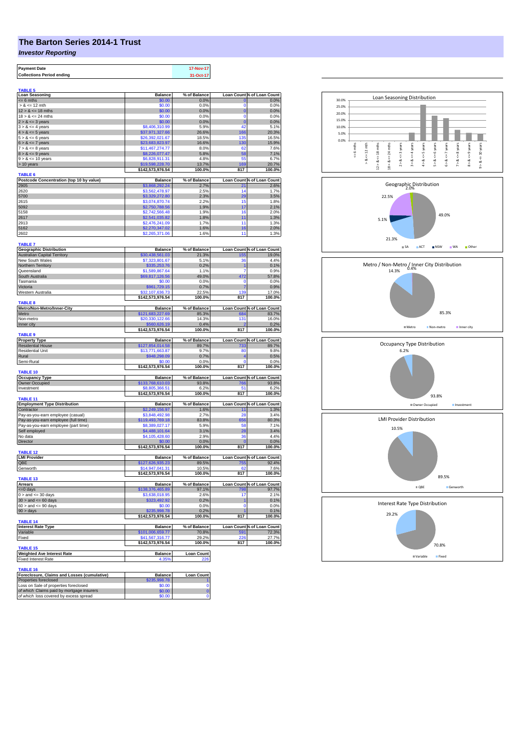# The Barton Series 2014-1 Trust

*Investor Reporting*

| | |
|---|---|
| **Payment Date** | 17-Nov-17 |
| **Collections Period ending** | 31-Oct-17 |

**TABLE 5**

| Loan Seasoning | Balance | % of Balance | Loan Count | % of Loan Count |
|---|---|---|---|---|
| <= 6 mths | $0.00 | 0.0% | 0 | 0.0% |
| > & <= 12 mth | $0.00 | 0.0% | 0 | 0.0% |
| 12 > & <= 18 mths | $0.00 | 0.0% | 0 | 0.0% |
| 18 > & <= 24 mths | $0.00 | 0.0% | 0 | 0.0% |
| 2 > & <= 3 years | $0.00 | 0.0% | 0 | 0.0% |
| 3 > & <= 4 years | $8,406,310.99 | 5.9% | 42 | 5.1% |
| 4 > & <= 5 years | $37,971,327.66 | 26.6% | 166 | 20.3% |
| 5 > & <= 6 years | $26,392,021.67 | 18.5% | 135 | 16.5% |
| 6 > & <= 7 years | $23,683,823.97 | 16.6% | 130 | 15.9% |
| 7 > & <= 8 years | $11,467,274.77 | 8.0% | 62 | 7.6% |
| 8 > & <= 9 years | $8,226,077.47 | 5.8% | 58 | 7.1% |
| 9 > & <= 10 years | $6,828,911.31 | 4.8% | 55 | 6.7% |
| > 10 years | $19,598,228.70 | 13.7% | 169 | 20.7% |
| | $142,573,976.54 | 100.0% | 817 | 100.0% |

**TABLE 6**

| Postcode Concentration (top 10 by value) | Balance | % of Balance | Loan Count | % of Loan Count |
|---|---|---|---|---|
| 2905 | $3,868,292.24 | 2.7% | 21 | 2.6% |
| 2620 | $3,562,478.97 | 2.5% | 14 | 1.7% |
| 5700 | $3,329,272.80 | 2.3% | 29 | 3.5% |
| 2615 | $3,074,870.74 | 2.2% | 15 | 1.8% |
| 5092 | $2,750,788.56 | 1.9% | 17 | 2.1% |
| 5158 | $2,742,566.48 | 1.9% | 16 | 2.0% |
| 2617 | $2,541,035.82 | 1.8% | 11 | 1.3% |
| 2913 | $2,476,241.09 | 1.7% | 11 | 1.3% |
| 5162 | $2,270,347.02 | 1.6% | 16 | 2.0% |
| 2602 | $2,265,371.06 | 1.6% | 11 | 1.3% |

**TABLE 7**

| Geographic Distribution | Balance | % of Balance | Loan Count | % of Loan Count |
|---|---|---|---|---|
| Australian Capital Territory | $30,438,561.03 | 21.3% | 155 | 19.0% |
| New South Wales | $7,323,801.67 | 5.1% | 36 | 4.4% |
| Northern Territory | $335,253.76 | 0.2% | 1 | 0.1% |
| Queensland | $1,589,867.64 | 1.1% | 7 | 0.9% |
| South Australia | $69,817,126.56 | 49.0% | 472 | 57.8% |
| Tasmania | $0.00 | 0.0% | 0 | 0.0% |
| Victoria | $961,729.15 | 0.7% | 7 | 0.9% |
| Western Australia | $32,107,636.73 | 22.5% | 139 | 17.0% |
| | $142,573,976.54 | 100.0% | 817 | 100.0% |

**TABLE 8**

| Metro/Non-Metro/Inner-City | Balance | % of Balance | Loan Count | % of Loan Count |
|---|---|---|---|---|
| Metro | $121,683,227.69 | 85.3% | 684 | 83.7% |
| Non-metro | $20,330,122.66 | 14.3% | 131 | 16.0% |
| Inner city | $560,626.19 | 0.4% | 2 | 0.2% |
| | $142,573,976.54 | 100.0% | 817 | 100.0% |

**TABLE 9**

| Property Type | Balance | % of Balance | Loan Count | % of Loan Count |
|---|---|---|---|---|
| Residential House | $127,854,014.58 | 89.7% | 733 | 89.7% |
| Residential Unit | $13,771,663.87 | 9.7% | 80 | 9.8% |
| Rural | $948,298.09 | 0.7% | 4 | 0.5% |
| Semi-Rural | $0.00 | 0.0% | 0 | 0.0% |
| | $142,573,976.54 | 100.0% | 817 | 100.0% |

**TABLE 10**

| Occupancy Type | Balance | % of Balance | Loan Count | % of Loan Count |
|---|---|---|---|---|
| Owner Occupied | $133,768,610.03 | 93.8% | 766 | 93.8% |
| Investment | $8,805,366.51 | 6.2% | 51 | 6.2% |
| | $142,573,976.54 | 100.0% | 817 | 100.0% |

**TABLE 11**

| Employment Type Distribution | Balance | % of Balance | Loan Count | % of Loan Count |
|---|---|---|---|---|
| Contractor | $2,249,156.97 | 1.6% | 11 | 1.3% |
| Pay-as-you-earn employee (casual) | $3,848,492.98 | 2.7% | 28 | 3.4% |
| Pay-as-you-earn employee (full time) | $119,493,769.18 | 83.8% | 656 | 80.3% |
| Pay-as-you-earn employee (part time) | $8,389,027.17 | 5.9% | 58 | 7.1% |
| Self employed | $4,488,101.64 | 3.1% | 28 | 3.4% |
| No data | $4,105,428.60 | 2.9% | 36 | 4.4% |
| Director | $0.00 | 0.0% | 0 | 0.0% |
| | $142,573,976.54 | 100.0% | 817 | 100.0% |

**TABLE 12**

| LMI Provider | Balance | % of Balance | Loan Count | % of Loan Count |
|---|---|---|---|---|
| QBE | $127,626,935.23 | 89.5% | 755 | 92.4% |
| Genworth | $14,947,041.31 | 10.5% | 62 | 7.6% |
| | $142,573,976.54 | 100.0% | 817 | 100.0% |

**TABLE 13**

| Arrears | Balance | % of Balance | Loan Count | % of Loan Count |
|---|---|---|---|---|
| <=0 days | $138,376,465.89 | 97.1% | 798 | 97.7% |
| 0 > and <= 30 days | $3,638,018.95 | 2.6% | 17 | 2.1% |
| 30 > and <= 60 days | $323,492.92 | 0.2% | 1 | 0.1% |
| 60 > and <= 90 days | $0.00 | 0.0% | 0 | 0.0% |
| 90 > days | $235,998.78 | 0.2% | 1 | 0.1% |
| | $142,573,976.54 | 100.0% | 817 | 100.0% |

**TABLE 14**

| Interest Rate Type | Balance | % of Balance | Loan Count | % of Loan Count |
|---|---|---|---|---|
| Variable | $101,006,659.77 | 70.8% | 591 | 72.3% |
| Fixed | $41,567,316.77 | 29.2% | 226 | 27.7% |
| | $142,573,976.54 | 100.0% | 817 | 100.0% |

**TABLE 15**

| Weighted Ave Interest Rate | Balance | Loan Count |
|---|---|---|
| Fixed Interest Rate | 4.35% | 226 |

**TABLE 16**

| Foreclosure, Claims and Losses (cumulative) | Balance | Loan Count |
|---|---|---|
| Properties foreclosed | $235,998.78 | 1 |
| Loss on Sale of properties foreclosed | $0.00 | 0 |
| *of which* Claims paid by mortgage insurers | $0.00 | 0 |
| *of which* loss covered by excess spread | $0.00 | 0 |

Loan Seasoning Distribution

30.0%
25.0%
20.0%
15.0%
10.0%
5.0%
0.0%

<= 6 mths
> & <= 12 mth
12 > & <= 18 mths
18 > & <= 24 mths
2 > & <= 3 years
3 > & <= 4 years
4 > & <= 5 years
5 > & <= 6 years
6 > & <= 7 years
7 > & <= 8 years
8 > & <= 9 years
9 > & <= 10 years

Geographic Distribution

2.0%
22.5%
49.0%
5.1%
21.3%

SA ACT NSW WA Other

Metro / Non-Metro / Inner City Distribution

0.4%
14.3%
85.3%

Metro Non-metro Inner city

Occupancy Type Distribution

6.2%
93.8%

Owner Occupied Investment

LMI Provider Distribution

10.5%
89.5%

QBE Genworth

Interest Rate Type Distribution

29.2%
70.8%

Variable Fixed